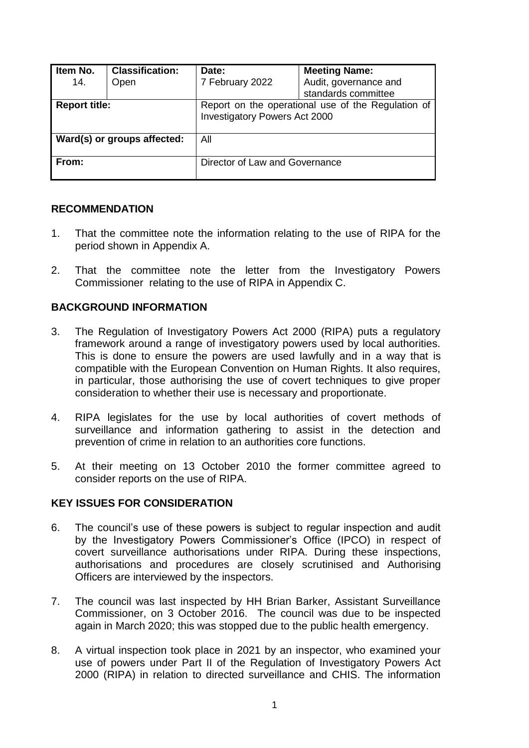| Item No. | Classification: | Date: | Meeting Name: |
|---|---|---|---|
| 14. | Open | 7 February 2022 | Audit, governance and standards committee |
| **Report title:** | | Report on the operational use of the Regulation of Investigatory Powers Act 2000 | |
| **Ward(s) or groups affected:** | | All | |
| **From:** | | Director of Law and Governance | |

## RECOMMENDATION

1. That the committee note the information relating to the use of RIPA for the period shown in Appendix A.

2. That the committee note the letter from the Investigatory Powers Commissioner relating to the use of RIPA in Appendix C.

## BACKGROUND INFORMATION

3. The Regulation of Investigatory Powers Act 2000 (RIPA) puts a regulatory framework around a range of investigatory powers used by local authorities. This is done to ensure the powers are used lawfully and in a way that is compatible with the European Convention on Human Rights. It also requires, in particular, those authorising the use of covert techniques to give proper consideration to whether their use is necessary and proportionate.

4. RIPA legislates for the use by local authorities of covert methods of surveillance and information gathering to assist in the detection and prevention of crime in relation to an authorities core functions.

5. At their meeting on 13 October 2010 the former committee agreed to consider reports on the use of RIPA.

## KEY ISSUES FOR CONSIDERATION

6. The council's use of these powers is subject to regular inspection and audit by the Investigatory Powers Commissioner's Office (IPCO) in respect of covert surveillance authorisations under RIPA. During these inspections, authorisations and procedures are closely scrutinised and Authorising Officers are interviewed by the inspectors.

7. The council was last inspected by HH Brian Barker, Assistant Surveillance Commissioner, on 3 October 2016. The council was due to be inspected again in March 2020; this was stopped due to the public health emergency.

8. A virtual inspection took place in 2021 by an inspector, who examined your use of powers under Part II of the Regulation of Investigatory Powers Act 2000 (RIPA) in relation to directed surveillance and CHIS. The information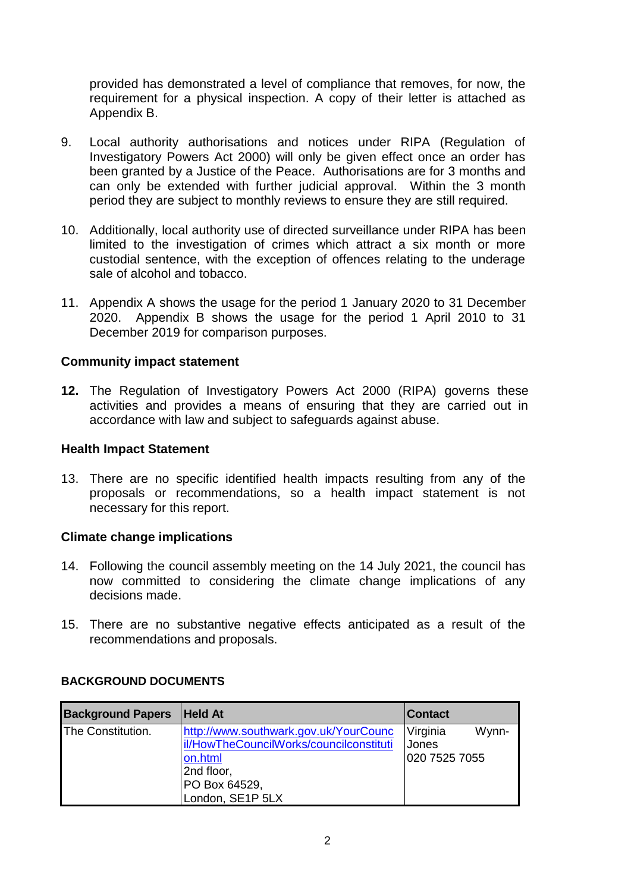provided has demonstrated a level of compliance that removes, for now, the requirement for a physical inspection. A copy of their letter is attached as Appendix B.

9. Local authority authorisations and notices under RIPA (Regulation of Investigatory Powers Act 2000) will only be given effect once an order has been granted by a Justice of the Peace. Authorisations are for 3 months and can only be extended with further judicial approval. Within the 3 month period they are subject to monthly reviews to ensure they are still required.

10. Additionally, local authority use of directed surveillance under RIPA has been limited to the investigation of crimes which attract a six month or more custodial sentence, with the exception of offences relating to the underage sale of alcohol and tobacco.

11. Appendix A shows the usage for the period 1 January 2020 to 31 December 2020. Appendix B shows the usage for the period 1 April 2010 to 31 December 2019 for comparison purposes.

### Community impact statement

**12.** The Regulation of Investigatory Powers Act 2000 (RIPA) governs these activities and provides a means of ensuring that they are carried out in accordance with law and subject to safeguards against abuse.

### Health Impact Statement

13. There are no specific identified health impacts resulting from any of the proposals or recommendations, so a health impact statement is not necessary for this report.

### Climate change implications

14. Following the council assembly meeting on the 14 July 2021, the council has now committed to considering the climate change implications of any decisions made.

15. There are no substantive negative effects anticipated as a result of the recommendations and proposals.

### BACKGROUND DOCUMENTS

| Background Papers | Held At | Contact |
|---|---|---|
| The Constitution. | http://www.southwark.gov.uk/YourCouncil/HowTheCouncilWorks/councilconstitution.html<br>2nd floor,<br>PO Box 64529,<br>London, SE1P 5LX | Virginia Wynn-Jones<br>020 7525 7055 |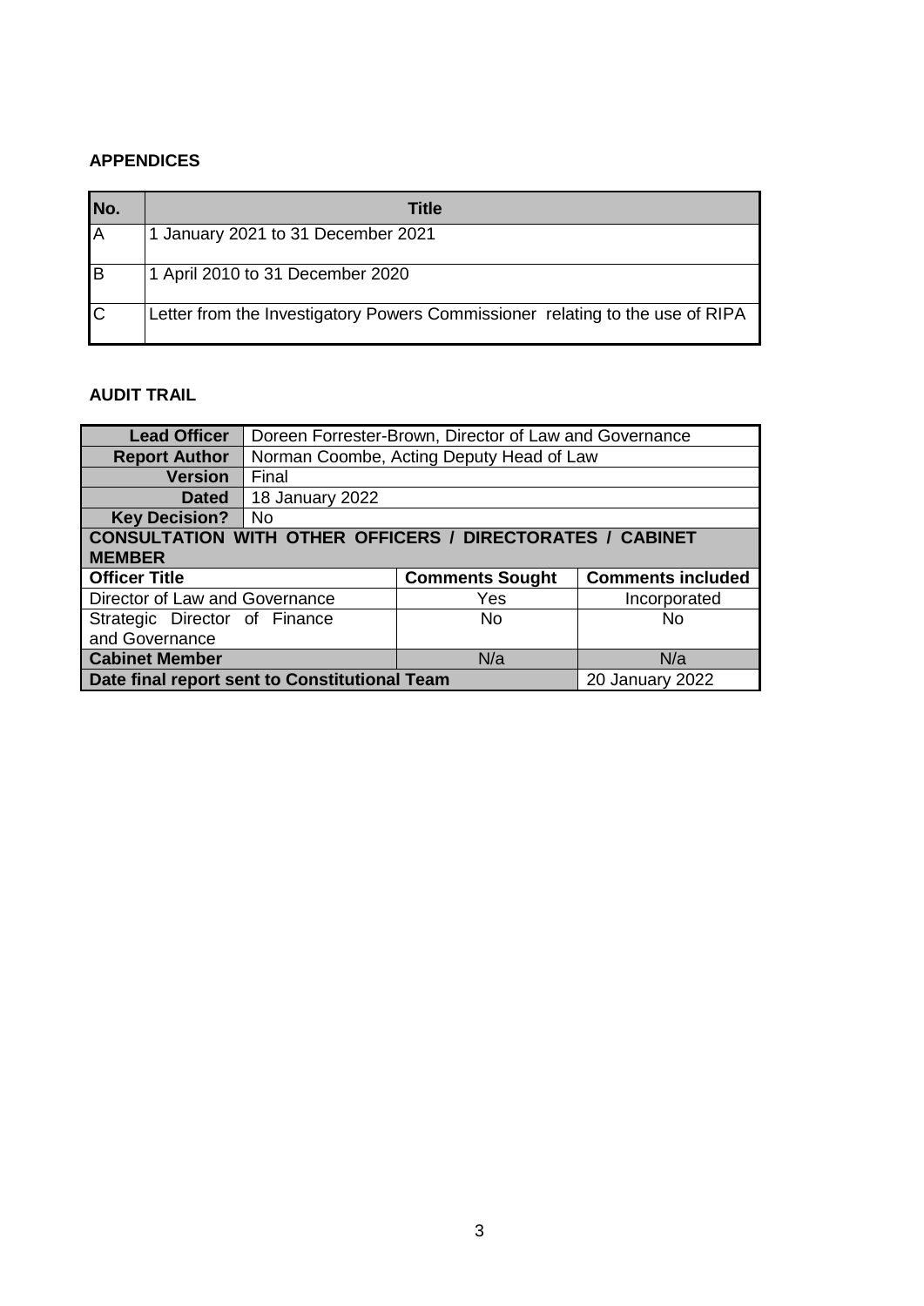**APPENDICES**

| No. | Title |
|---|---|
| A | 1 January 2021 to 31 December 2021 |
| B | 1 April 2010 to 31 December 2020 |
| C | Letter from the Investigatory Powers Commissioner relating to the use of RIPA |

**AUDIT TRAIL**

| **Lead Officer** | Doreen Forrester-Brown, Director of Law and Governance | | |
|---|---|---|---|
| **Report Author** | Norman Coombe, Acting Deputy Head of Law | | |
| **Version** | Final | | |
| **Dated** | 18 January 2022 | | |
| **Key Decision?** | No | | |
| **CONSULTATION WITH OTHER OFFICERS / DIRECTORATES / CABINET MEMBER** | | | |
| **Officer Title** | | **Comments Sought** | **Comments included** |
| Director of Law and Governance | | Yes | Incorporated |
| Strategic Director of Finance and Governance | | No | No |
| **Cabinet Member** | | N/a | N/a |
| **Date final report sent to Constitutional Team** | | | 20 January 2022 |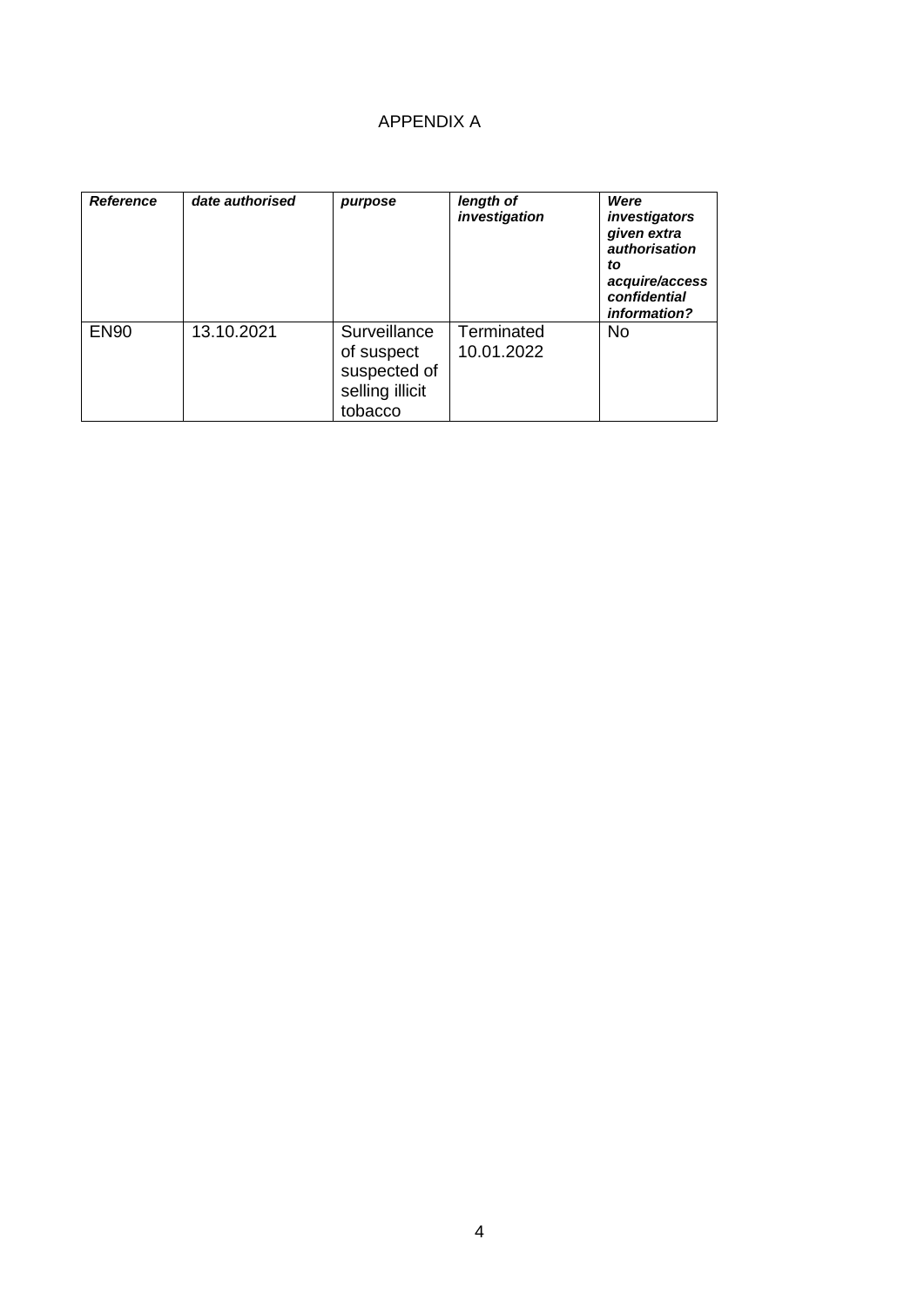APPENDIX A

| ***Reference*** | ***date authorised*** | ***purpose*** | ***length of investigation*** | ***Were investigators given extra authorisation to acquire/access confidential information?*** |
|---|---|---|---|---|
| EN90 | 13.10.2021 | Surveillance of suspect suspected of selling illicit tobacco | Terminated 10.01.2022 | No |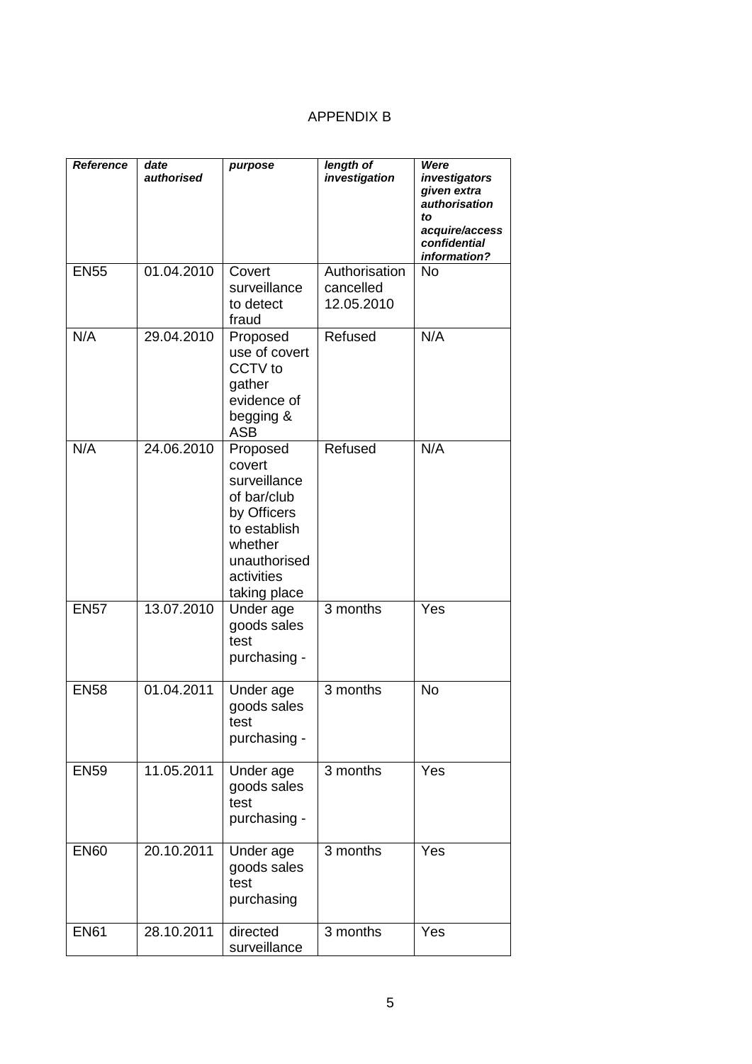APPENDIX B

| *Reference* | *date authorised* | *purpose* | *length of investigation* | *Were investigators given extra authorisation to acquire/access confidential information?* |
|---|---|---|---|---|
| EN55 | 01.04.2010 | Covert surveillance to detect fraud | Authorisation cancelled 12.05.2010 | No |
| N/A | 29.04.2010 | Proposed use of covert CCTV to gather evidence of begging & ASB | Refused | N/A |
| N/A | 24.06.2010 | Proposed covert surveillance of bar/club by Officers to establish whether unauthorised activities taking place | Refused | N/A |
| EN57 | 13.07.2010 | Under age goods sales test purchasing - | 3 months | Yes |
| EN58 | 01.04.2011 | Under age goods sales test purchasing - | 3 months | No |
| EN59 | 11.05.2011 | Under age goods sales test purchasing - | 3 months | Yes |
| EN60 | 20.10.2011 | Under age goods sales test purchasing | 3 months | Yes |
| EN61 | 28.10.2011 | directed surveillance | 3 months | Yes |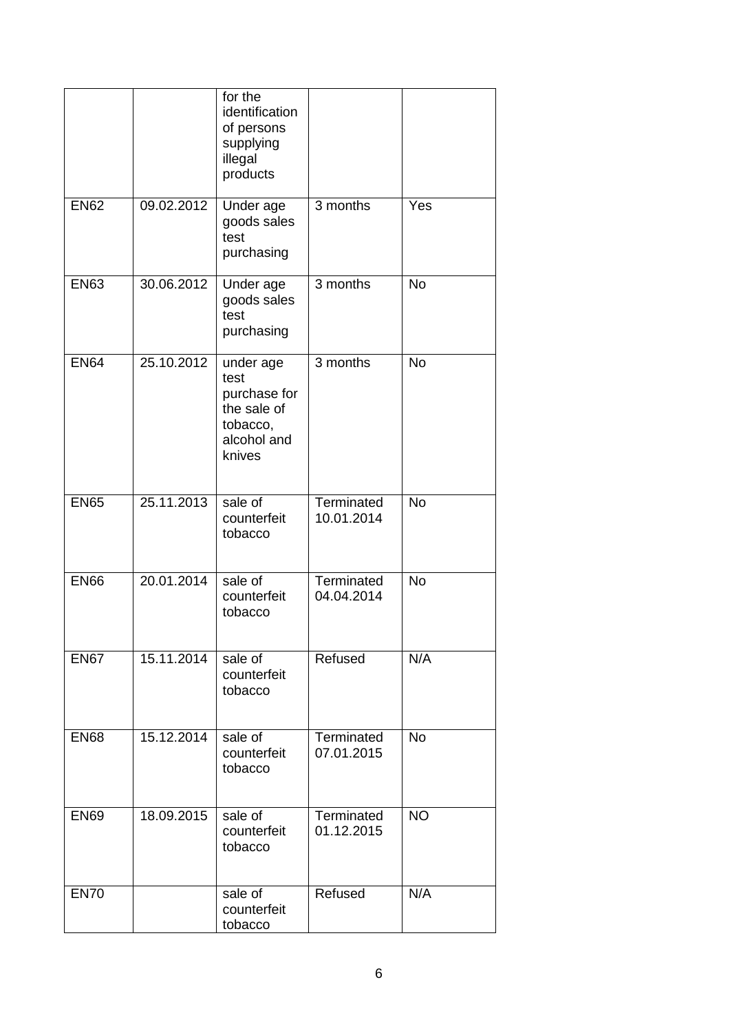| | | for the identification of persons supplying illegal products | | |
|---|---|---|---|---|
| EN62 | 09.02.2012 | Under age goods sales test purchasing | 3 months | Yes |
| EN63 | 30.06.2012 | Under age goods sales test purchasing | 3 months | No |
| EN64 | 25.10.2012 | under age test purchase for the sale of tobacco, alcohol and knives | 3 months | No |
| EN65 | 25.11.2013 | sale of counterfeit tobacco | Terminated 10.01.2014 | No |
| EN66 | 20.01.2014 | sale of counterfeit tobacco | Terminated 04.04.2014 | No |
| EN67 | 15.11.2014 | sale of counterfeit tobacco | Refused | N/A |
| EN68 | 15.12.2014 | sale of counterfeit tobacco | Terminated 07.01.2015 | No |
| EN69 | 18.09.2015 | sale of counterfeit tobacco | Terminated 01.12.2015 | NO |
| EN70 | | sale of counterfeit tobacco | Refused | N/A |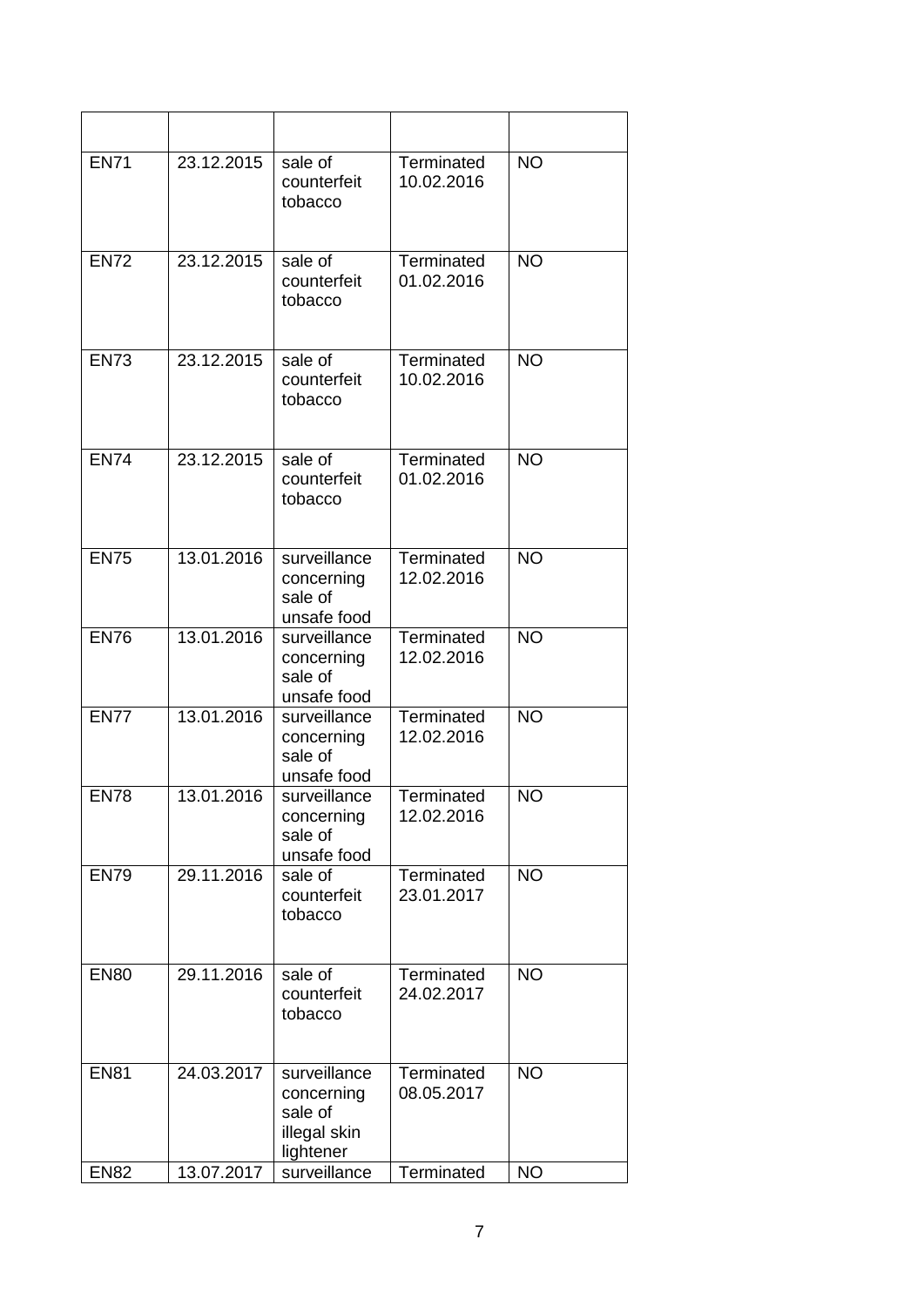| | | | | |
|---|---|---|---|---|
| EN71 | 23.12.2015 | sale of counterfeit tobacco | Terminated 10.02.2016 | NO |
| EN72 | 23.12.2015 | sale of counterfeit tobacco | Terminated 01.02.2016 | NO |
| EN73 | 23.12.2015 | sale of counterfeit tobacco | Terminated 10.02.2016 | NO |
| EN74 | 23.12.2015 | sale of counterfeit tobacco | Terminated 01.02.2016 | NO |
| EN75 | 13.01.2016 | surveillance concerning sale of unsafe food | Terminated 12.02.2016 | NO |
| EN76 | 13.01.2016 | surveillance concerning sale of unsafe food | Terminated 12.02.2016 | NO |
| EN77 | 13.01.2016 | surveillance concerning sale of unsafe food | Terminated 12.02.2016 | NO |
| EN78 | 13.01.2016 | surveillance concerning sale of unsafe food | Terminated 12.02.2016 | NO |
| EN79 | 29.11.2016 | sale of counterfeit tobacco | Terminated 23.01.2017 | NO |
| EN80 | 29.11.2016 | sale of counterfeit tobacco | Terminated 24.02.2017 | NO |
| EN81 | 24.03.2017 | surveillance concerning sale of illegal skin lightener | Terminated 08.05.2017 | NO |
| EN82 | 13.07.2017 | surveillance | Terminated | NO |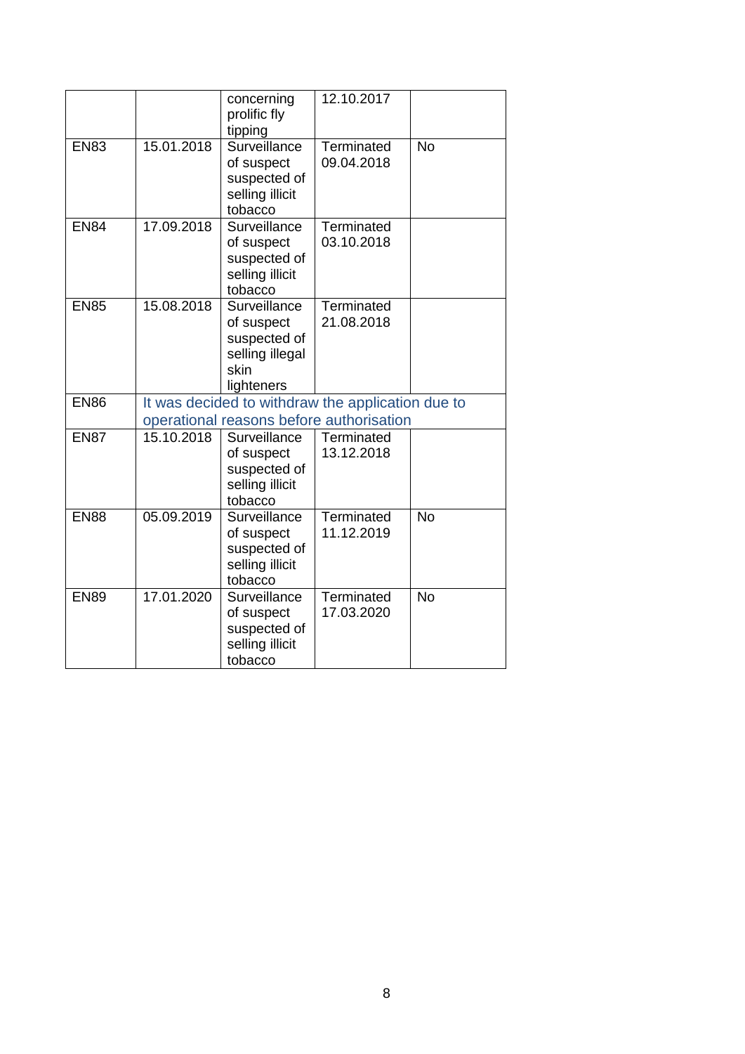| | | | | |
|---|---|---|---|---|
| | | concerning prolific fly tipping | 12.10.2017 | |
| EN83 | 15.01.2018 | Surveillance of suspect suspected of selling illicit tobacco | Terminated 09.04.2018 | No |
| EN84 | 17.09.2018 | Surveillance of suspect suspected of selling illicit tobacco | Terminated 03.10.2018 | |
| EN85 | 15.08.2018 | Surveillance of suspect suspected of selling illegal skin lighteners | Terminated 21.08.2018 | |
| EN86 | It was decided to withdraw the application due to operational reasons before authorisation | | | |
| EN87 | 15.10.2018 | Surveillance of suspect suspected of selling illicit tobacco | Terminated 13.12.2018 | |
| EN88 | 05.09.2019 | Surveillance of suspect suspected of selling illicit tobacco | Terminated 11.12.2019 | No |
| EN89 | 17.01.2020 | Surveillance of suspect suspected of selling illicit tobacco | Terminated 17.03.2020 | No |